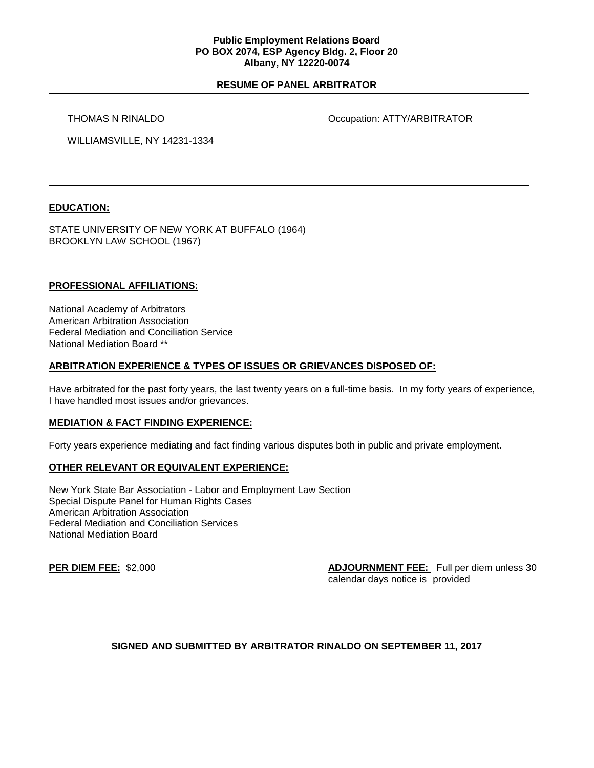**Public Employment Relations Board**
**PO BOX 2074, ESP Agency Bldg. 2, Floor 20**
**Albany, NY 12220-0074**

# RESUME OF PANEL ARBITRATOR

THOMAS N RINALDO

Occupation: ATTY/ARBITRATOR

WILLIAMSVILLE, NY 14231-1334

---

## EDUCATION:

STATE UNIVERSITY OF NEW YORK AT BUFFALO (1964)
BROOKLYN LAW SCHOOL (1967)

## PROFESSIONAL AFFILIATIONS:

National Academy of Arbitrators
American Arbitration Association
Federal Mediation and Conciliation Service
National Mediation Board **

## ARBITRATION EXPERIENCE & TYPES OF ISSUES OR GRIEVANCES DISPOSED OF:

Have arbitrated for the past forty years, the last twenty years on a full-time basis. In my forty years of experience, I have handled most issues and/or grievances.

## MEDIATION & FACT FINDING EXPERIENCE:

Forty years experience mediating and fact finding various disputes both in public and private employment.

## OTHER RELEVANT OR EQUIVALENT EXPERIENCE:

New York State Bar Association - Labor and Employment Law Section
Special Dispute Panel for Human Rights Cases
American Arbitration Association
Federal Mediation and Conciliation Services
National Mediation Board

**PER DIEM FEE:** $2,000

**ADJOURNMENT FEE:** Full per diem unless 30 calendar days notice is provided

**SIGNED AND SUBMITTED BY ARBITRATOR RINALDO ON SEPTEMBER 11, 2017**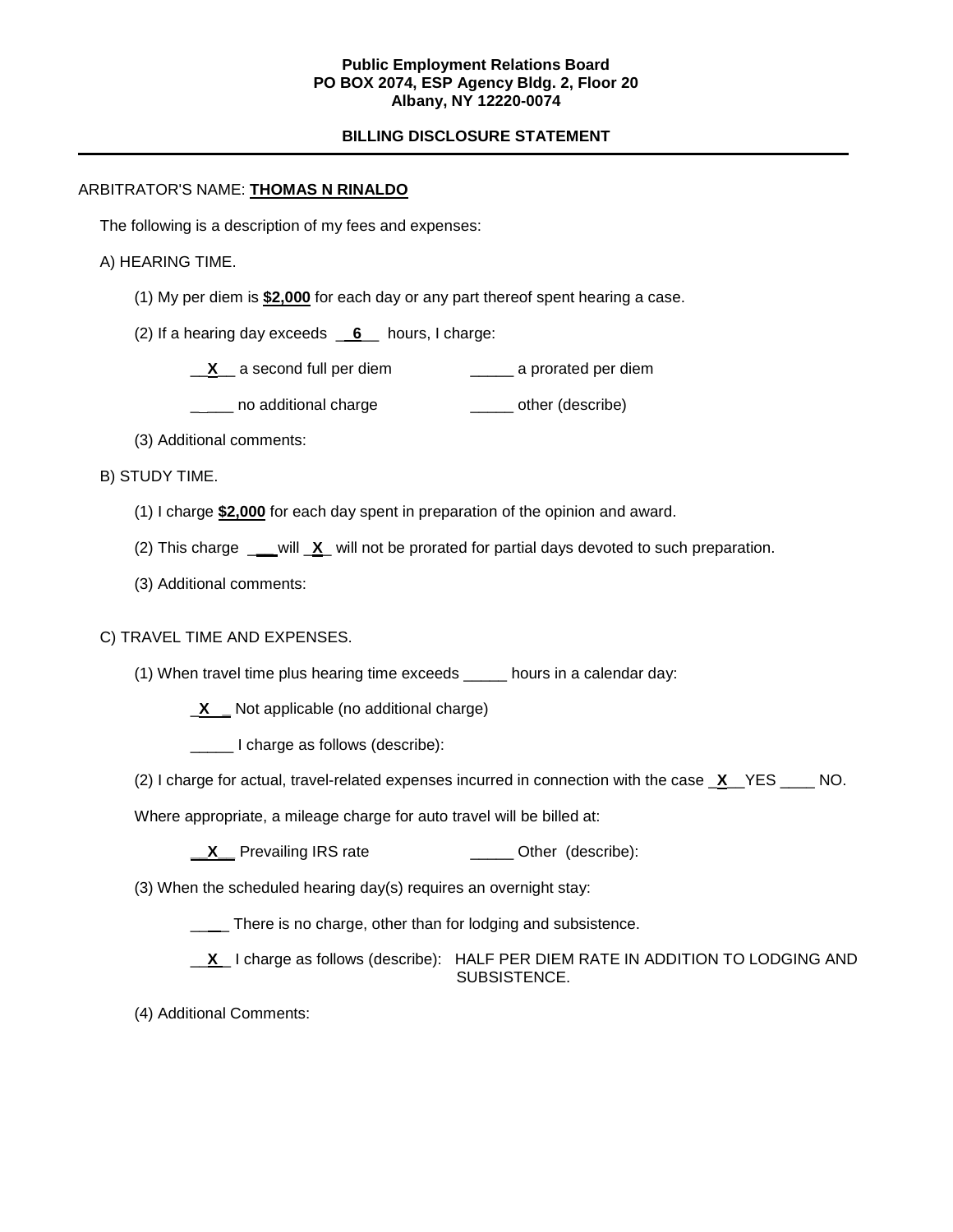**Public Employment Relations Board**
**PO BOX 2074, ESP Agency Bldg. 2, Floor 20**
**Albany, NY 12220-0074**

**BILLING DISCLOSURE STATEMENT**

---

ARBITRATOR'S NAME: **THOMAS N RINALDO**

The following is a description of my fees and expenses:

A) HEARING TIME.

(1) My per diem is **$2,000** for each day or any part thereof spent hearing a case.

(2) If a hearing day exceeds __**6**__ hours, I charge:

__**X**__ a second full per diem     _____ a prorated per diem

_____ no additional charge     _____ other (describe)

(3) Additional comments:

B) STUDY TIME.

(1) I charge **$2,000** for each day spent in preparation of the opinion and award.

(2) This charge ____will _**X**_ will not be prorated for partial days devoted to such preparation.

(3) Additional comments:

C) TRAVEL TIME AND EXPENSES.

(1) When travel time plus hearing time exceeds _____ hours in a calendar day:

_**X**__ Not applicable (no additional charge)

_____ I charge as follows (describe):

(2) I charge for actual, travel-related expenses incurred in connection with the case _**X**__YES ____ NO.

Where appropriate, a mileage charge for auto travel will be billed at:

__**X**__ Prevailing IRS rate     _____ Other (describe):

(3) When the scheduled hearing day(s) requires an overnight stay:

_____ There is no charge, other than for lodging and subsistence.

__**X**_ I charge as follows (describe): HALF PER DIEM RATE IN ADDITION TO LODGING AND SUBSISTENCE.

(4) Additional Comments: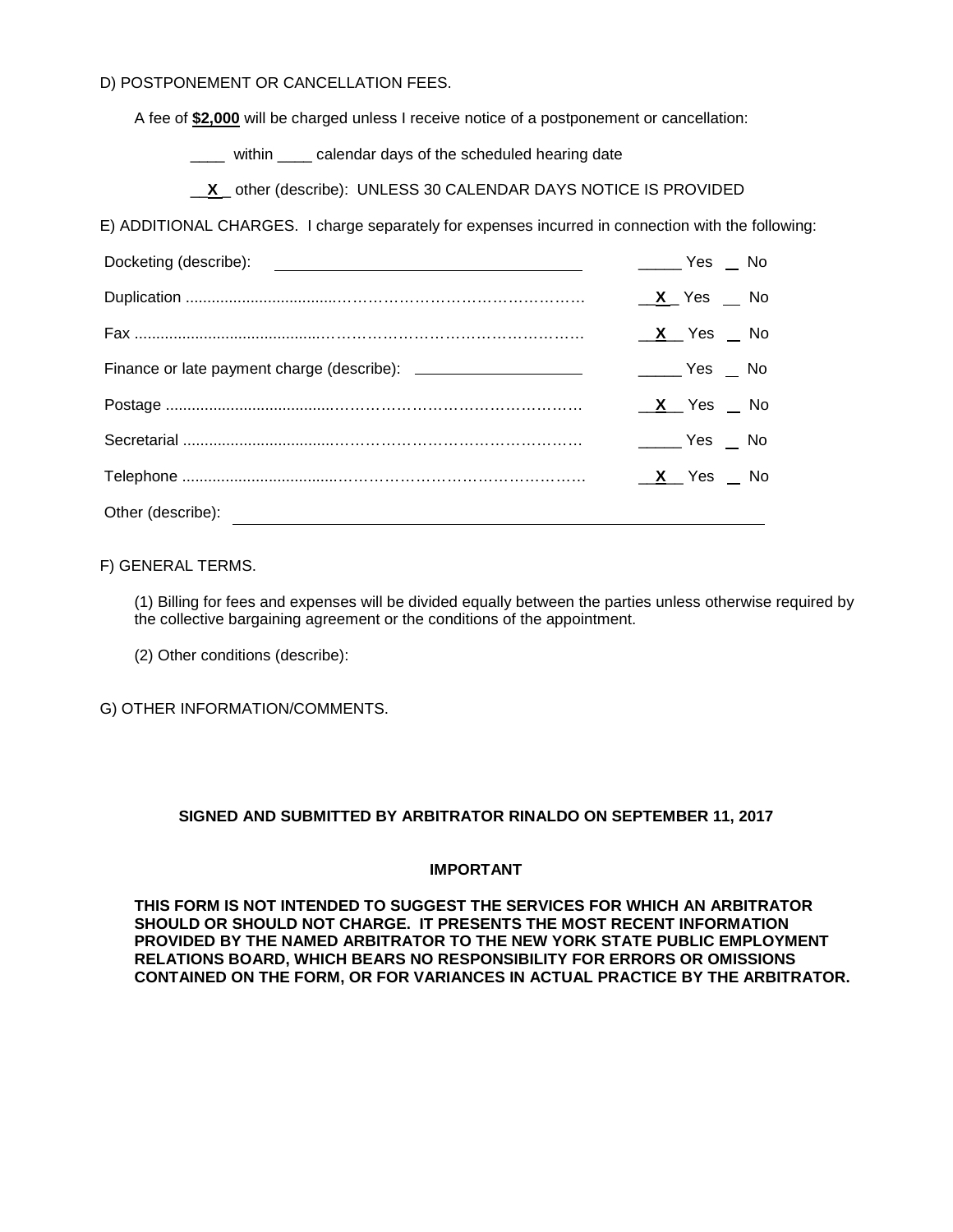D) POSTPONEMENT OR CANCELLATION FEES.

A fee of **$2,000** will be charged unless I receive notice of a postponement or cancellation:

____ within ____ calendar days of the scheduled hearing date

__**X**__ other (describe): UNLESS 30 CALENDAR DAYS NOTICE IS PROVIDED

E) ADDITIONAL CHARGES. I charge separately for expenses incurred in connection with the following:

| | |
|---|---|
| Docketing (describe): ________________ | _____ Yes __ No |
| Duplication ........................................ | __**X**__ Yes __ No |
| Fax ........................................ | __**X**__ Yes __ No |
| Finance or late payment charge (describe): ________________ | _____ Yes __ No |
| Postage ........................................ | __**X**__ Yes __ No |
| Secretarial ........................................ | _____ Yes __ No |
| Telephone ........................................ | __**X**__ Yes __ No |
| Other (describe): ________________ | |

F) GENERAL TERMS.

(1) Billing for fees and expenses will be divided equally between the parties unless otherwise required by the collective bargaining agreement or the conditions of the appointment.

(2) Other conditions (describe):

G) OTHER INFORMATION/COMMENTS.

**SIGNED AND SUBMITTED BY ARBITRATOR RINALDO ON SEPTEMBER 11, 2017**

**IMPORTANT**

**THIS FORM IS NOT INTENDED TO SUGGEST THE SERVICES FOR WHICH AN ARBITRATOR SHOULD OR SHOULD NOT CHARGE. IT PRESENTS THE MOST RECENT INFORMATION PROVIDED BY THE NAMED ARBITRATOR TO THE NEW YORK STATE PUBLIC EMPLOYMENT RELATIONS BOARD, WHICH BEARS NO RESPONSIBILITY FOR ERRORS OR OMISSIONS CONTAINED ON THE FORM, OR FOR VARIANCES IN ACTUAL PRACTICE BY THE ARBITRATOR.**